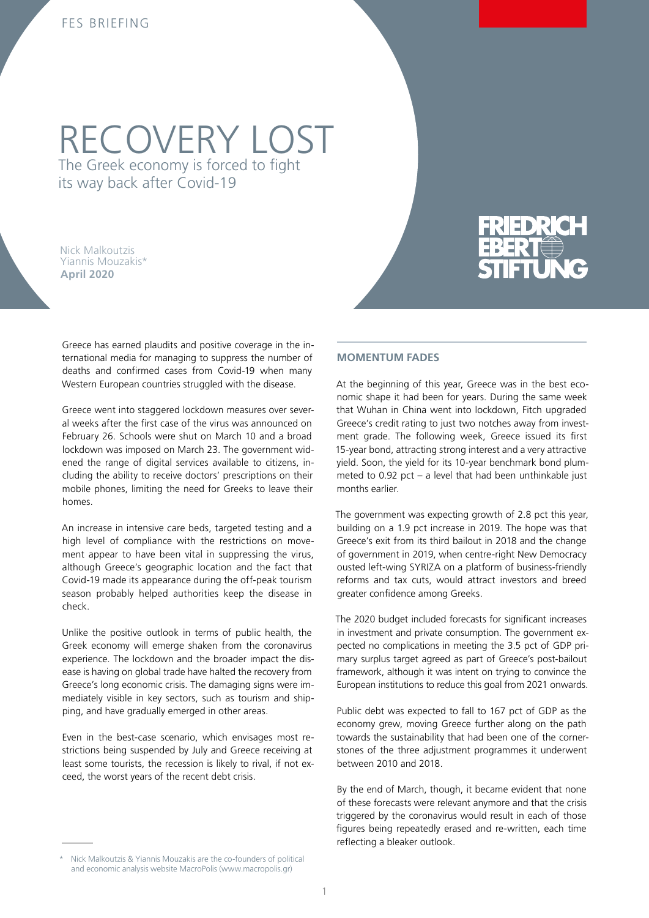FES BRIEFING

# RECOVERY LOST

## The Greek economy is forced to fight its way back after Covid-19

Nick Malkoutzis
Yiannis Mouzakis*
**April 2020**

Greece has earned plaudits and positive coverage in the international media for managing to suppress the number of deaths and confirmed cases from Covid-19 when many Western European countries struggled with the disease.

Greece went into staggered lockdown measures over several weeks after the first case of the virus was announced on February 26. Schools were shut on March 10 and a broad lockdown was imposed on March 23. The government widened the range of digital services available to citizens, including the ability to receive doctors' prescriptions on their mobile phones, limiting the need for Greeks to leave their homes.

An increase in intensive care beds, targeted testing and a high level of compliance with the restrictions on movement appear to have been vital in suppressing the virus, although Greece's geographic location and the fact that Covid-19 made its appearance during the off-peak tourism season probably helped authorities keep the disease in check.

Unlike the positive outlook in terms of public health, the Greek economy will emerge shaken from the coronavirus experience. The lockdown and the broader impact the disease is having on global trade have halted the recovery from Greece's long economic crisis. The damaging signs were immediately visible in key sectors, such as tourism and shipping, and have gradually emerged in other areas.

Even in the best-case scenario, which envisages most restrictions being suspended by July and Greece receiving at least some tourists, the recession is likely to rival, if not exceed, the worst years of the recent debt crisis.

### MOMENTUM FADES

At the beginning of this year, Greece was in the best economic shape it had been for years. During the same week that Wuhan in China went into lockdown, Fitch upgraded Greece's credit rating to just two notches away from investment grade. The following week, Greece issued its first 15-year bond, attracting strong interest and a very attractive yield. Soon, the yield for its 10-year benchmark bond plummeted to 0.92 pct – a level that had been unthinkable just months earlier.

The government was expecting growth of 2.8 pct this year, building on a 1.9 pct increase in 2019. The hope was that Greece's exit from its third bailout in 2018 and the change of government in 2019, when centre-right New Democracy ousted left-wing SYRIZA on a platform of business-friendly reforms and tax cuts, would attract investors and breed greater confidence among Greeks.

The 2020 budget included forecasts for significant increases in investment and private consumption. The government expected no complications in meeting the 3.5 pct of GDP primary surplus target agreed as part of Greece's post-bailout framework, although it was intent on trying to convince the European institutions to reduce this goal from 2021 onwards.

Public debt was expected to fall to 167 pct of GDP as the economy grew, moving Greece further along on the path towards the sustainability that had been one of the cornerstones of the three adjustment programmes it underwent between 2010 and 2018.

By the end of March, though, it became evident that none of these forecasts were relevant anymore and that the crisis triggered by the coronavirus would result in each of those figures being repeatedly erased and re-written, each time reflecting a bleaker outlook.

---

* Nick Malkoutzis & Yiannis Mouzakis are the co-founders of political and economic analysis website MacroPolis (www.macropolis.gr)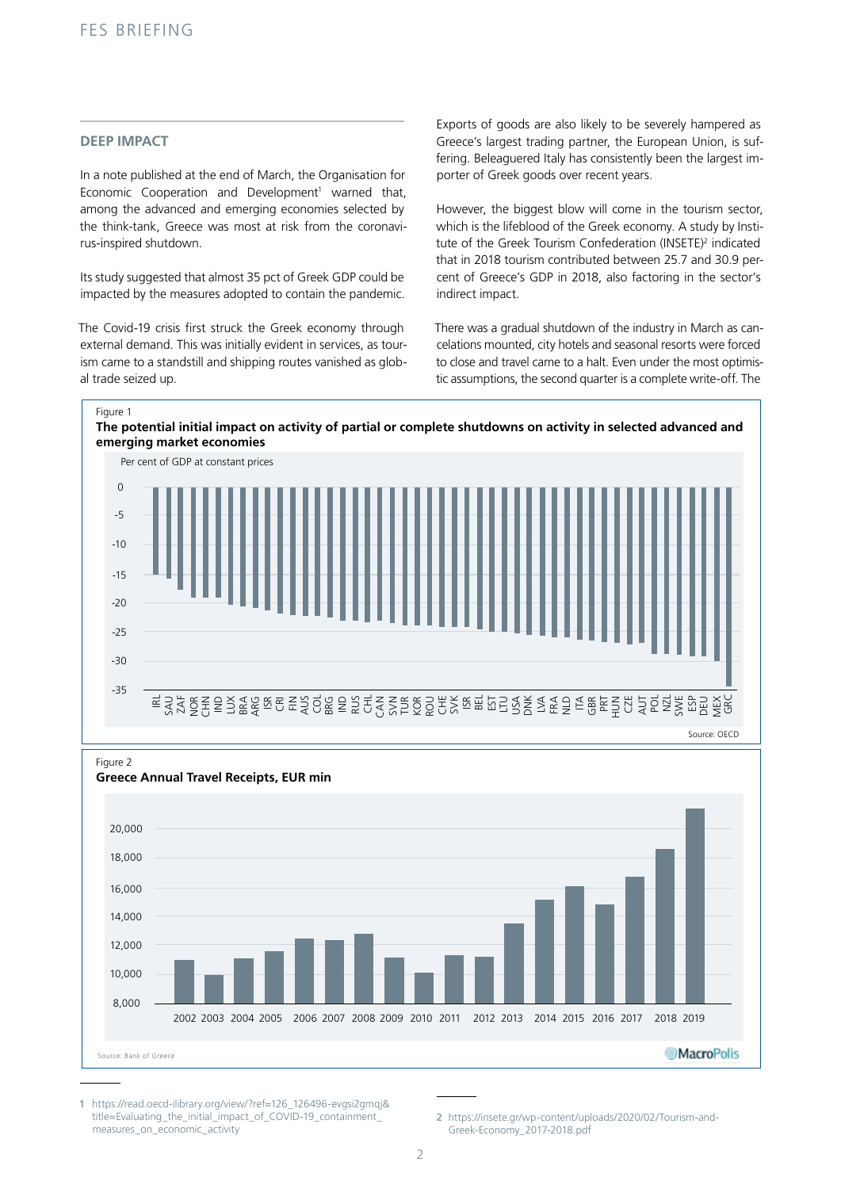## DEEP IMPACT

In a note published at the end of March, the Organisation for Economic Cooperation and Development[1] warned that, among the advanced and emerging economies selected by the think-tank, Greece was most at risk from the coronavirus-inspired shutdown.

Its study suggested that almost 35 pct of Greek GDP could be impacted by the measures adopted to contain the pandemic.

The Covid-19 crisis first struck the Greek economy through external demand. This was initially evident in services, as tourism came to a standstill and shipping routes vanished as global trade seized up.

Exports of goods are also likely to be severely hampered as Greece's largest trading partner, the European Union, is suffering. Beleaguered Italy has consistently been the largest importer of Greek goods over recent years.

However, the biggest blow will come in the tourism sector, which is the lifeblood of the Greek economy. A study by Institute of the Greek Tourism Confederation (INSETE)[2] indicated that in 2018 tourism contributed between 25.7 and 30.9 percent of Greece's GDP in 2018, also factoring in the sector's indirect impact.

There was a gradual shutdown of the industry in March as cancelations mounted, city hotels and seasonal resorts were forced to close and travel came to a halt. Even under the most optimistic assumptions, the second quarter is a complete write-off. The

Figure 1
**The potential initial impact on activity of partial or complete shutdowns on activity in selected advanced and emerging market economies**

Per cent of GDP at constant prices

Source: OECD

Figure 2
**Greece Annual Travel Receipts, EUR mln**

Source: Bank of Greece

---

1 https://read.oecd-ilibrary.org/view/?ref=126_126496-evgsi2gmqj&title=Evaluating_the_initial_impact_of_COVID-19_containment_measures_on_economic_activity

2 https://insete.gr/wp-content/uploads/2020/02/Tourism-and-Greek-Economy_2017-2018.pdf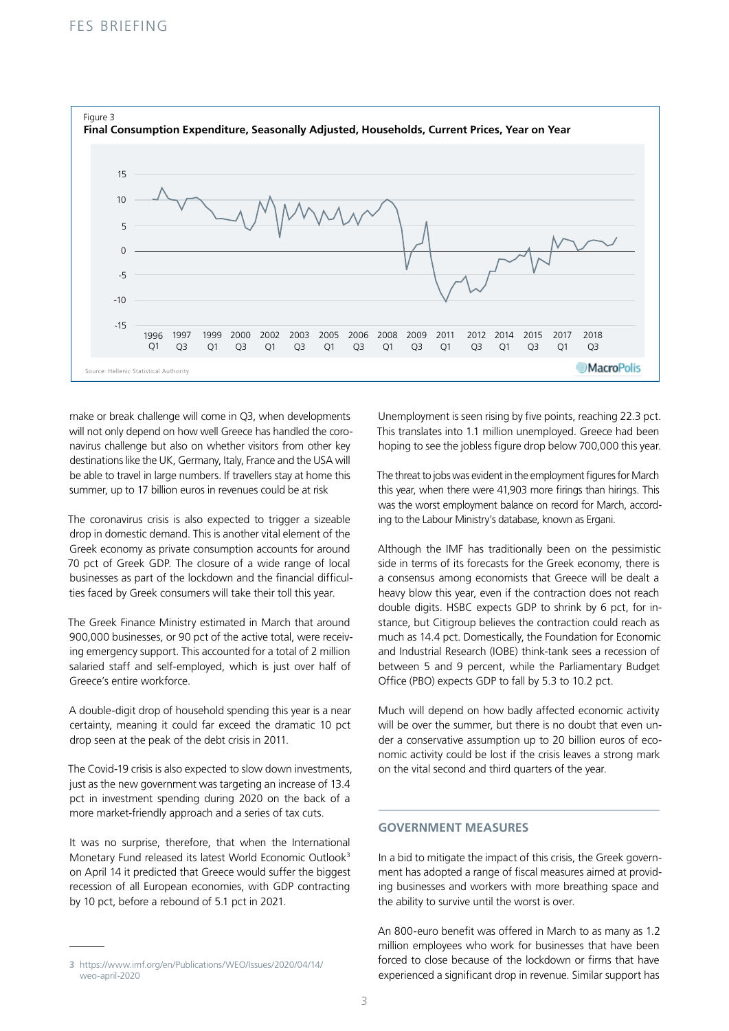Figure 3

**Final Consumption Expenditure, Seasonally Adjusted, Households, Current Prices, Year on Year**

Source: Hellenic Statistical Authority

make or break challenge will come in Q3, when developments will not only depend on how well Greece has handled the coronavirus challenge but also on whether visitors from other key destinations like the UK, Germany, Italy, France and the USA will be able to travel in large numbers. If travellers stay at home this summer, up to 17 billion euros in revenues could be at risk

The coronavirus crisis is also expected to trigger a sizeable drop in domestic demand. This is another vital element of the Greek economy as private consumption accounts for around 70 pct of Greek GDP. The closure of a wide range of local businesses as part of the lockdown and the financial difficulties faced by Greek consumers will take their toll this year.

The Greek Finance Ministry estimated in March that around 900,000 businesses, or 90 pct of the active total, were receiving emergency support. This accounted for a total of 2 million salaried staff and self-employed, which is just over half of Greece's entire workforce.

A double-digit drop of household spending this year is a near certainty, meaning it could far exceed the dramatic 10 pct drop seen at the peak of the debt crisis in 2011.

The Covid-19 crisis is also expected to slow down investments, just as the new government was targeting an increase of 13.4 pct in investment spending during 2020 on the back of a more market-friendly approach and a series of tax cuts.

It was no surprise, therefore, that when the International Monetary Fund released its latest World Economic Outlook[3] on April 14 it predicted that Greece would suffer the biggest recession of all European economies, with GDP contracting by 10 pct, before a rebound of 5.1 pct in 2021.

Unemployment is seen rising by five points, reaching 22.3 pct. This translates into 1.1 million unemployed. Greece had been hoping to see the jobless figure drop below 700,000 this year.

The threat to jobs was evident in the employment figures for March this year, when there were 41,903 more firings than hirings. This was the worst employment balance on record for March, according to the Labour Ministry's database, known as Ergani.

Although the IMF has traditionally been on the pessimistic side in terms of its forecasts for the Greek economy, there is a consensus among economists that Greece will be dealt a heavy blow this year, even if the contraction does not reach double digits. HSBC expects GDP to shrink by 6 pct, for instance, but Citigroup believes the contraction could reach as much as 14.4 pct. Domestically, the Foundation for Economic and Industrial Research (IOBE) think-tank sees a recession of between 5 and 9 percent, while the Parliamentary Budget Office (PBO) expects GDP to fall by 5.3 to 10.2 pct.

Much will depend on how badly affected economic activity will be over the summer, but there is no doubt that even under a conservative assumption up to 20 billion euros of economic activity could be lost if the crisis leaves a strong mark on the vital second and third quarters of the year.

## GOVERNMENT MEASURES

In a bid to mitigate the impact of this crisis, the Greek government has adopted a range of fiscal measures aimed at providing businesses and workers with more breathing space and the ability to survive until the worst is over.

An 800-euro benefit was offered in March to as many as 1.2 million employees who work for businesses that have been forced to close because of the lockdown or firms that have experienced a significant drop in revenue. Similar support has

---

3 https://www.imf.org/en/Publications/WEO/Issues/2020/04/14/weo-april-2020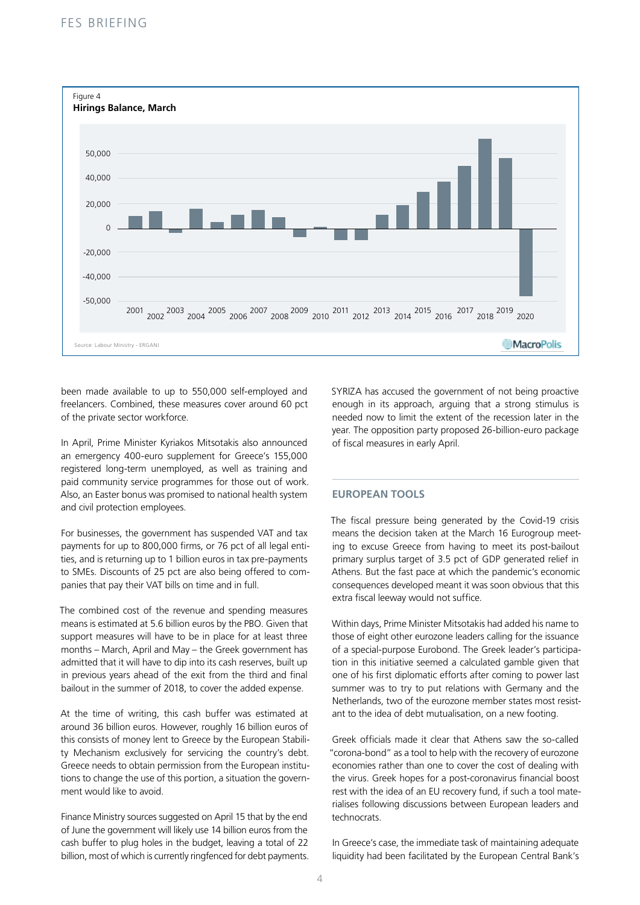Figure 4
**Hirings Balance, March**

Source: Labour Ministry - ERGANI

been made available to up to 550,000 self-employed and freelancers. Combined, these measures cover around 60 pct of the private sector workforce.

In April, Prime Minister Kyriakos Mitsotakis also announced an emergency 400-euro supplement for Greece's 155,000 registered long-term unemployed, as well as training and paid community service programmes for those out of work. Also, an Easter bonus was promised to national health system and civil protection employees.

For businesses, the government has suspended VAT and tax payments for up to 800,000 firms, or 76 pct of all legal entities, and is returning up to 1 billion euros in tax pre-payments to SMEs. Discounts of 25 pct are also being offered to companies that pay their VAT bills on time and in full.

The combined cost of the revenue and spending measures means is estimated at 5.6 billion euros by the PBO. Given that support measures will have to be in place for at least three months – March, April and May – the Greek government has admitted that it will have to dip into its cash reserves, built up in previous years ahead of the exit from the third and final bailout in the summer of 2018, to cover the added expense.

At the time of writing, this cash buffer was estimated at around 36 billion euros. However, roughly 16 billion euros of this consists of money lent to Greece by the European Stability Mechanism exclusively for servicing the country's debt. Greece needs to obtain permission from the European institutions to change the use of this portion, a situation the government would like to avoid.

Finance Ministry sources suggested on April 15 that by the end of June the government will likely use 14 billion euros from the cash buffer to plug holes in the budget, leaving a total of 22 billion, most of which is currently ringfenced for debt payments.

SYRIZA has accused the government of not being proactive enough in its approach, arguing that a strong stimulus is needed now to limit the extent of the recession later in the year. The opposition party proposed 26-billion-euro package of fiscal measures in early April.

## EUROPEAN TOOLS

The fiscal pressure being generated by the Covid-19 crisis means the decision taken at the March 16 Eurogroup meeting to excuse Greece from having to meet its post-bailout primary surplus target of 3.5 pct of GDP generated relief in Athens. But the fast pace at which the pandemic's economic consequences developed meant it was soon obvious that this extra fiscal leeway would not suffice.

Within days, Prime Minister Mitsotakis had added his name to those of eight other eurozone leaders calling for the issuance of a special-purpose Eurobond. The Greek leader's participation in this initiative seemed a calculated gamble given that one of his first diplomatic efforts after coming to power last summer was to try to put relations with Germany and the Netherlands, two of the eurozone member states most resistant to the idea of debt mutualisation, on a new footing.

Greek officials made it clear that Athens saw the so-called "corona-bond" as a tool to help with the recovery of eurozone economies rather than one to cover the cost of dealing with the virus. Greek hopes for a post-coronavirus financial boost rest with the idea of an EU recovery fund, if such a tool materialises following discussions between European leaders and technocrats.

In Greece's case, the immediate task of maintaining adequate liquidity had been facilitated by the European Central Bank's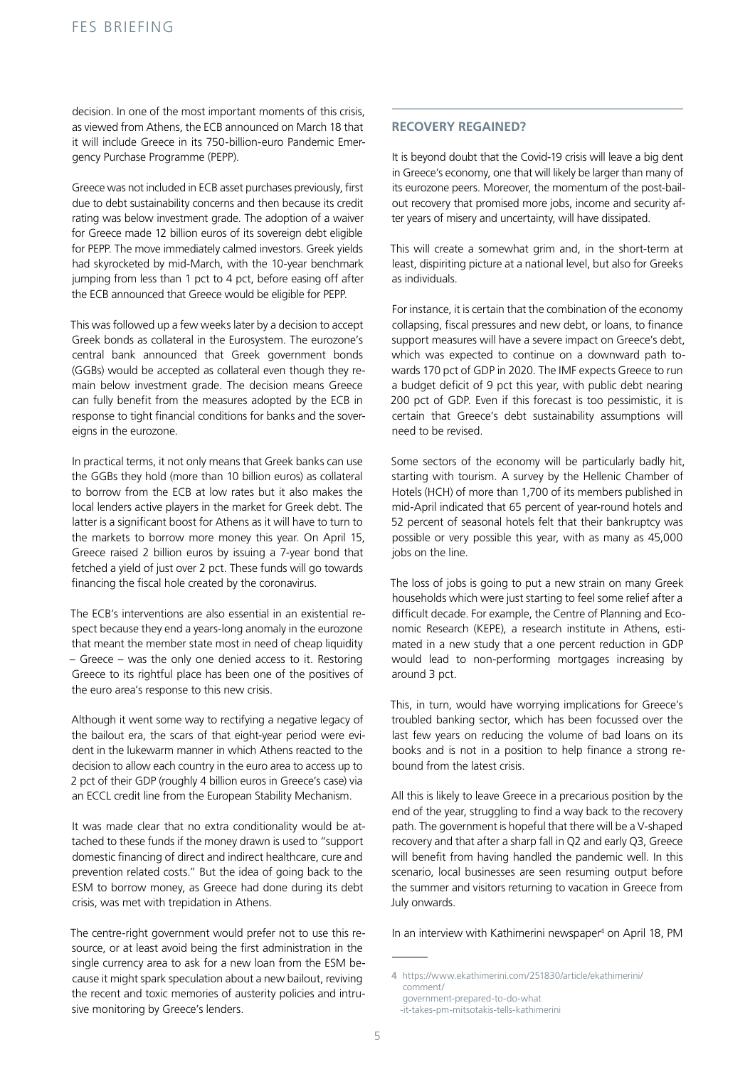decision. In one of the most important moments of this crisis, as viewed from Athens, the ECB announced on March 18 that it will include Greece in its 750-billion-euro Pandemic Emergency Purchase Programme (PEPP).

Greece was not included in ECB asset purchases previously, first due to debt sustainability concerns and then because its credit rating was below investment grade. The adoption of a waiver for Greece made 12 billion euros of its sovereign debt eligible for PEPP. The move immediately calmed investors. Greek yields had skyrocketed by mid-March, with the 10-year benchmark jumping from less than 1 pct to 4 pct, before easing off after the ECB announced that Greece would be eligible for PEPP.

This was followed up a few weeks later by a decision to accept Greek bonds as collateral in the Eurosystem. The eurozone's central bank announced that Greek government bonds (GGBs) would be accepted as collateral even though they remain below investment grade. The decision means Greece can fully benefit from the measures adopted by the ECB in response to tight financial conditions for banks and the sovereigns in the eurozone.

In practical terms, it not only means that Greek banks can use the GGBs they hold (more than 10 billion euros) as collateral to borrow from the ECB at low rates but it also makes the local lenders active players in the market for Greek debt. The latter is a significant boost for Athens as it will have to turn to the markets to borrow more money this year. On April 15, Greece raised 2 billion euros by issuing a 7-year bond that fetched a yield of just over 2 pct. These funds will go towards financing the fiscal hole created by the coronavirus.

The ECB's interventions are also essential in an existential respect because they end a years-long anomaly in the eurozone that meant the member state most in need of cheap liquidity – Greece – was the only one denied access to it. Restoring Greece to its rightful place has been one of the positives of the euro area's response to this new crisis.

Although it went some way to rectifying a negative legacy of the bailout era, the scars of that eight-year period were evident in the lukewarm manner in which Athens reacted to the decision to allow each country in the euro area to access up to 2 pct of their GDP (roughly 4 billion euros in Greece's case) via an ECCL credit line from the European Stability Mechanism.

It was made clear that no extra conditionality would be attached to these funds if the money drawn is used to "support domestic financing of direct and indirect healthcare, cure and prevention related costs." But the idea of going back to the ESM to borrow money, as Greece had done during its debt crisis, was met with trepidation in Athens.

The centre-right government would prefer not to use this resource, or at least avoid being the first administration in the single currency area to ask for a new loan from the ESM because it might spark speculation about a new bailout, reviving the recent and toxic memories of austerity policies and intrusive monitoring by Greece's lenders.

## RECOVERY REGAINED?

It is beyond doubt that the Covid-19 crisis will leave a big dent in Greece's economy, one that will likely be larger than many of its eurozone peers. Moreover, the momentum of the post-bailout recovery that promised more jobs, income and security after years of misery and uncertainty, will have dissipated.

This will create a somewhat grim and, in the short-term at least, dispiriting picture at a national level, but also for Greeks as individuals.

For instance, it is certain that the combination of the economy collapsing, fiscal pressures and new debt, or loans, to finance support measures will have a severe impact on Greece's debt, which was expected to continue on a downward path towards 170 pct of GDP in 2020. The IMF expects Greece to run a budget deficit of 9 pct this year, with public debt nearing 200 pct of GDP. Even if this forecast is too pessimistic, it is certain that Greece's debt sustainability assumptions will need to be revised.

Some sectors of the economy will be particularly badly hit, starting with tourism. A survey by the Hellenic Chamber of Hotels (HCH) of more than 1,700 of its members published in mid-April indicated that 65 percent of year-round hotels and 52 percent of seasonal hotels felt that their bankruptcy was possible or very possible this year, with as many as 45,000 jobs on the line.

The loss of jobs is going to put a new strain on many Greek households which were just starting to feel some relief after a difficult decade. For example, the Centre of Planning and Economic Research (KEPE), a research institute in Athens, estimated in a new study that a one percent reduction in GDP would lead to non-performing mortgages increasing by around 3 pct.

This, in turn, would have worrying implications for Greece's troubled banking sector, which has been focussed over the last few years on reducing the volume of bad loans on its books and is not in a position to help finance a strong rebound from the latest crisis.

All this is likely to leave Greece in a precarious position by the end of the year, struggling to find a way back to the recovery path. The government is hopeful that there will be a V-shaped recovery and that after a sharp fall in Q2 and early Q3, Greece will benefit from having handled the pandemic well. In this scenario, local businesses are seen resuming output before the summer and visitors returning to vacation in Greece from July onwards.

In an interview with Kathimerini newspaper[4] on April 18, PM

[4] https://www.ekathimerini.com/251830/article/ekathimerini/comment/government-prepared-to-do-what-it-takes-pm-mitsotakis-tells-kathimerini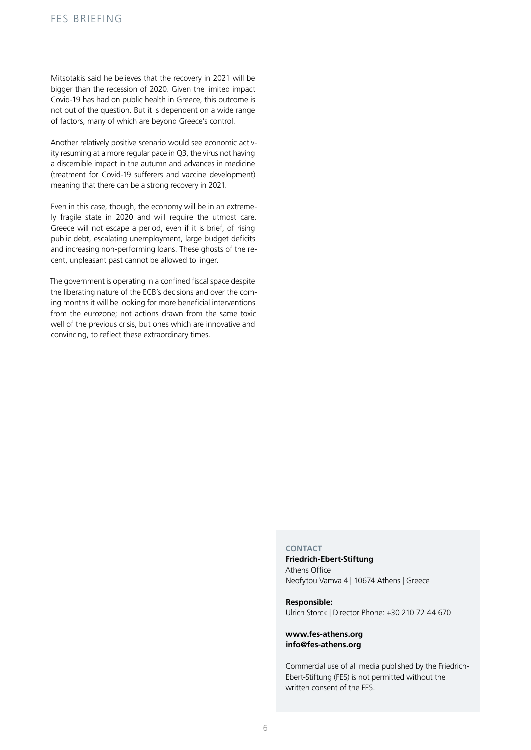Mitsotakis said he believes that the recovery in 2021 will be bigger than the recession of 2020. Given the limited impact Covid-19 has had on public health in Greece, this outcome is not out of the question. But it is dependent on a wide range of factors, many of which are beyond Greece's control.

Another relatively positive scenario would see economic activity resuming at a more regular pace in Q3, the virus not having a discernible impact in the autumn and advances in medicine (treatment for Covid-19 sufferers and vaccine development) meaning that there can be a strong recovery in 2021.

Even in this case, though, the economy will be in an extremely fragile state in 2020 and will require the utmost care. Greece will not escape a period, even if it is brief, of rising public debt, escalating unemployment, large budget deficits and increasing non-performing loans. These ghosts of the recent, unpleasant past cannot be allowed to linger.

The government is operating in a confined fiscal space despite the liberating nature of the ECB's decisions and over the coming months it will be looking for more beneficial interventions from the eurozone; not actions drawn from the same toxic well of the previous crisis, but ones which are innovative and convincing, to reflect these extraordinary times.

**CONTACT**

**Friedrich-Ebert-Stiftung**
Athens Office
Neofytou Vamva 4 | 10674 Athens | Greece

**Responsible:**
Ulrich Storck | Director Phone: +30 210 72 44 670

**www.fes-athens.org**
**info@fes-athens.org**

Commercial use of all media published by the Friedrich-Ebert-Stiftung (FES) is not permitted without the written consent of the FES.